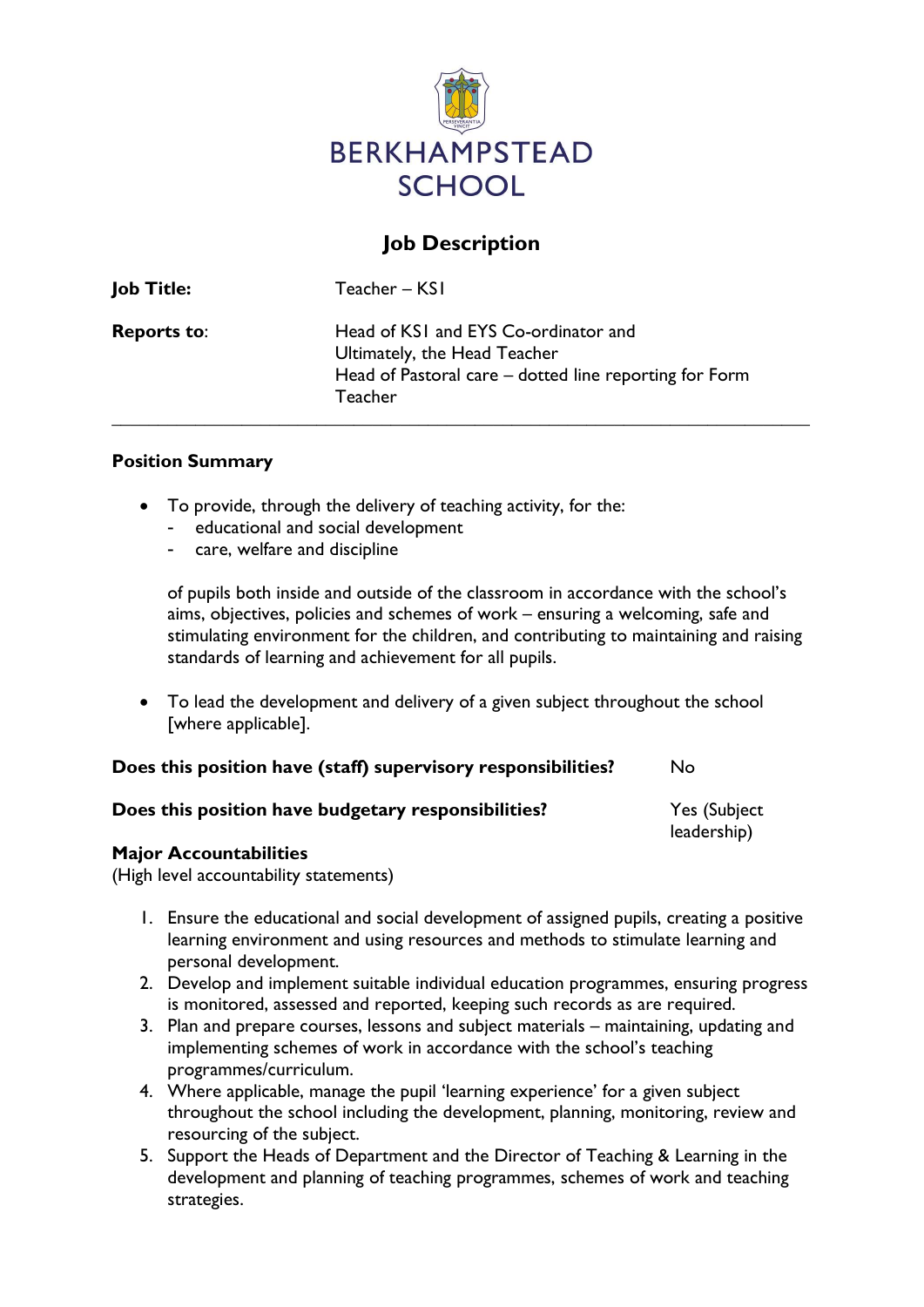# BERKHAMPSTEAD SCHOOL

## Job Description

**Job Title:** Teacher – KS1

**Reports to:** Head of KS1 and EYS Co-ordinator and Ultimately, the Head Teacher
Head of Pastoral care – dotted line reporting for Form Teacher

---

### Position Summary

- To provide, through the delivery of teaching activity, for the:
  - educational and social development
  - care, welfare and discipline

  of pupils both inside and outside of the classroom in accordance with the school's aims, objectives, policies and schemes of work – ensuring a welcoming, safe and stimulating environment for the children, and contributing to maintaining and raising standards of learning and achievement for all pupils.

- To lead the development and delivery of a given subject throughout the school [where applicable].

**Does this position have (staff) supervisory responsibilities?** No

**Does this position have budgetary responsibilities?** Yes (Subject leadership)

### Major Accountabilities

(High level accountability statements)

1. Ensure the educational and social development of assigned pupils, creating a positive learning environment and using resources and methods to stimulate learning and personal development.
2. Develop and implement suitable individual education programmes, ensuring progress is monitored, assessed and reported, keeping such records as are required.
3. Plan and prepare courses, lessons and subject materials – maintaining, updating and implementing schemes of work in accordance with the school's teaching programmes/curriculum.
4. Where applicable, manage the pupil 'learning experience' for a given subject throughout the school including the development, planning, monitoring, review and resourcing of the subject.
5. Support the Heads of Department and the Director of Teaching & Learning in the development and planning of teaching programmes, schemes of work and teaching strategies.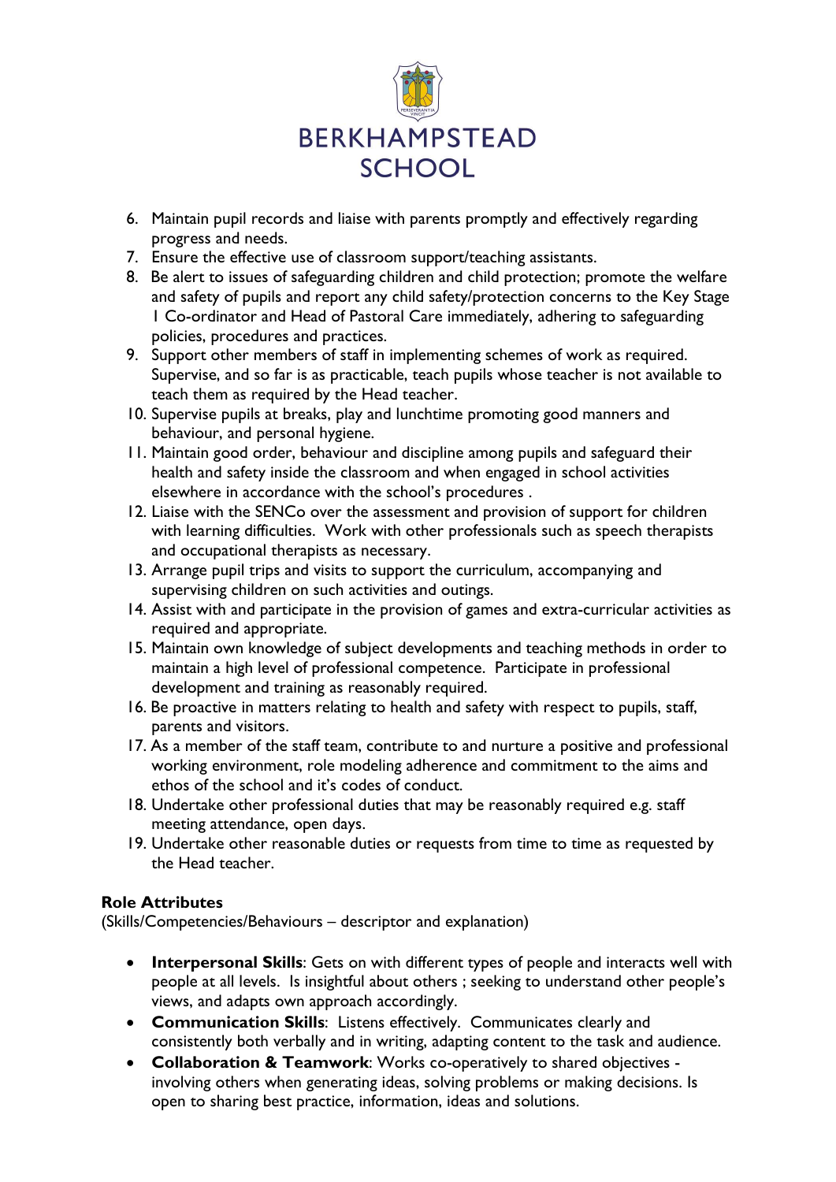6. Maintain pupil records and liaise with parents promptly and effectively regarding progress and needs.
7. Ensure the effective use of classroom support/teaching assistants.
8. Be alert to issues of safeguarding children and child protection; promote the welfare and safety of pupils and report any child safety/protection concerns to the Key Stage 1 Co-ordinator and Head of Pastoral Care immediately, adhering to safeguarding policies, procedures and practices.
9. Support other members of staff in implementing schemes of work as required. Supervise, and so far is as practicable, teach pupils whose teacher is not available to teach them as required by the Head teacher.
10. Supervise pupils at breaks, play and lunchtime promoting good manners and behaviour, and personal hygiene.
11. Maintain good order, behaviour and discipline among pupils and safeguard their health and safety inside the classroom and when engaged in school activities elsewhere in accordance with the school's procedures .
12. Liaise with the SENCo over the assessment and provision of support for children with learning difficulties. Work with other professionals such as speech therapists and occupational therapists as necessary.
13. Arrange pupil trips and visits to support the curriculum, accompanying and supervising children on such activities and outings.
14. Assist with and participate in the provision of games and extra-curricular activities as required and appropriate.
15. Maintain own knowledge of subject developments and teaching methods in order to maintain a high level of professional competence. Participate in professional development and training as reasonably required.
16. Be proactive in matters relating to health and safety with respect to pupils, staff, parents and visitors.
17. As a member of the staff team, contribute to and nurture a positive and professional working environment, role modeling adherence and commitment to the aims and ethos of the school and it's codes of conduct.
18. Undertake other professional duties that may be reasonably required e.g. staff meeting attendance, open days.
19. Undertake other reasonable duties or requests from time to time as requested by the Head teacher.

**Role Attributes**

(Skills/Competencies/Behaviours – descriptor and explanation)

- **Interpersonal Skills**: Gets on with different types of people and interacts well with people at all levels. Is insightful about others ; seeking to understand other people's views, and adapts own approach accordingly.
- **Communication Skills**: Listens effectively. Communicates clearly and consistently both verbally and in writing, adapting content to the task and audience.
- **Collaboration & Teamwork**: Works co-operatively to shared objectives - involving others when generating ideas, solving problems or making decisions. Is open to sharing best practice, information, ideas and solutions.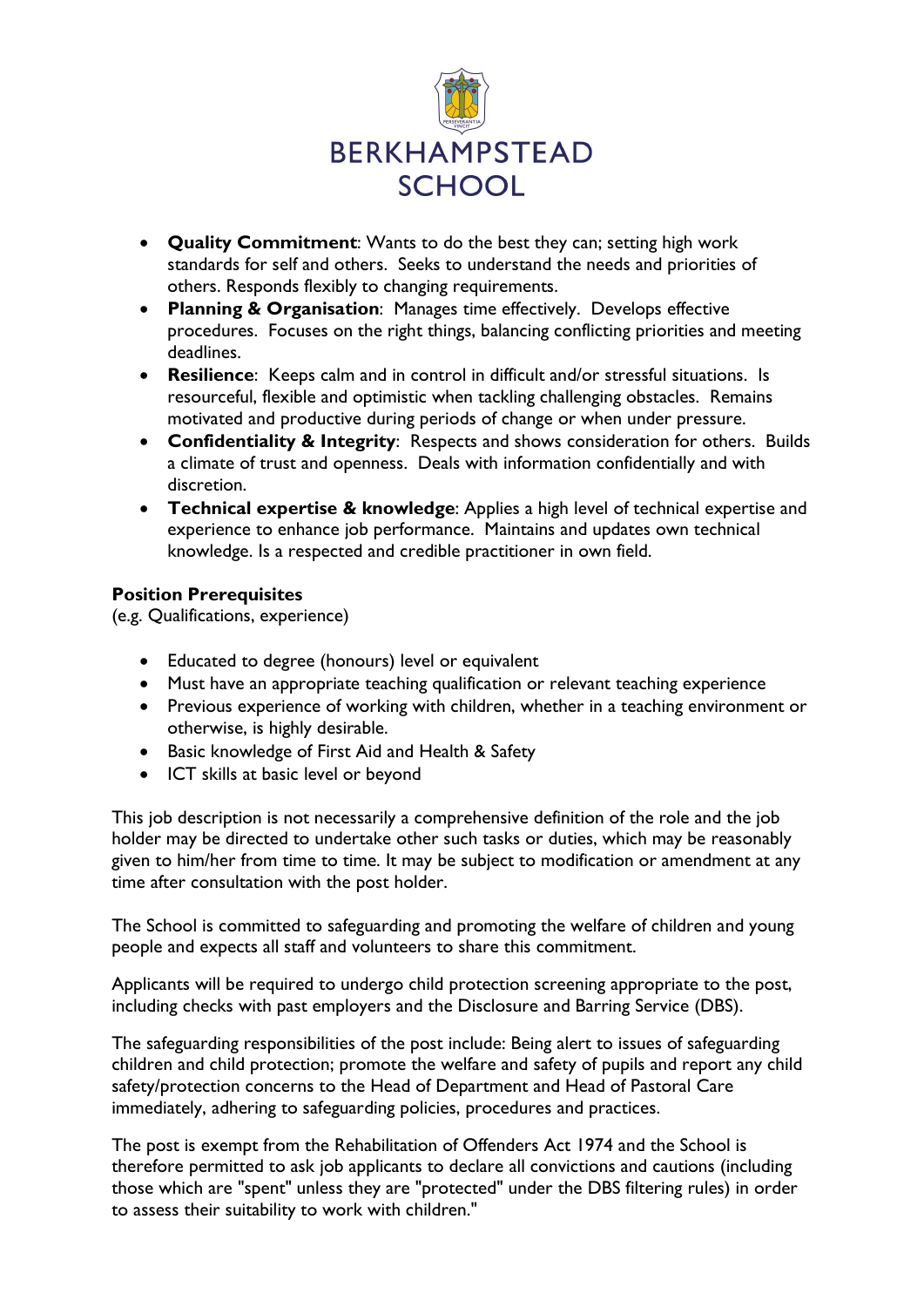- **Quality Commitment**: Wants to do the best they can; setting high work standards for self and others. Seeks to understand the needs and priorities of others. Responds flexibly to changing requirements.
- **Planning & Organisation**: Manages time effectively. Develops effective procedures. Focuses on the right things, balancing conflicting priorities and meeting deadlines.
- **Resilience**: Keeps calm and in control in difficult and/or stressful situations. Is resourceful, flexible and optimistic when tackling challenging obstacles. Remains motivated and productive during periods of change or when under pressure.
- **Confidentiality & Integrity**: Respects and shows consideration for others. Builds a climate of trust and openness. Deals with information confidentially and with discretion.
- **Technical expertise & knowledge**: Applies a high level of technical expertise and experience to enhance job performance. Maintains and updates own technical knowledge. Is a respected and credible practitioner in own field.

**Position Prerequisites**
(e.g. Qualifications, experience)

- Educated to degree (honours) level or equivalent
- Must have an appropriate teaching qualification or relevant teaching experience
- Previous experience of working with children, whether in a teaching environment or otherwise, is highly desirable.
- Basic knowledge of First Aid and Health & Safety
- ICT skills at basic level or beyond

This job description is not necessarily a comprehensive definition of the role and the job holder may be directed to undertake other such tasks or duties, which may be reasonably given to him/her from time to time. It may be subject to modification or amendment at any time after consultation with the post holder.

The School is committed to safeguarding and promoting the welfare of children and young people and expects all staff and volunteers to share this commitment.

Applicants will be required to undergo child protection screening appropriate to the post, including checks with past employers and the Disclosure and Barring Service (DBS).

The safeguarding responsibilities of the post include: Being alert to issues of safeguarding children and child protection; promote the welfare and safety of pupils and report any child safety/protection concerns to the Head of Department and Head of Pastoral Care immediately, adhering to safeguarding policies, procedures and practices.

The post is exempt from the Rehabilitation of Offenders Act 1974 and the School is therefore permitted to ask job applicants to declare all convictions and cautions (including those which are "spent" unless they are "protected" under the DBS filtering rules) in order to assess their suitability to work with children."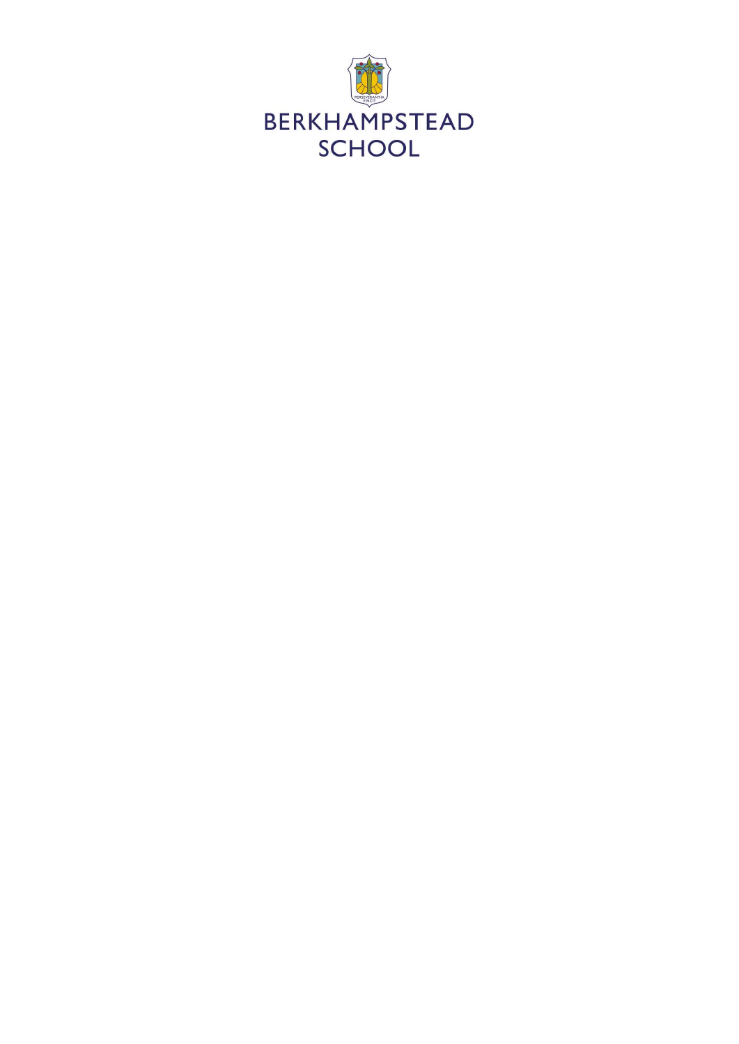BERKHAMPSTEAD
SCHOOL